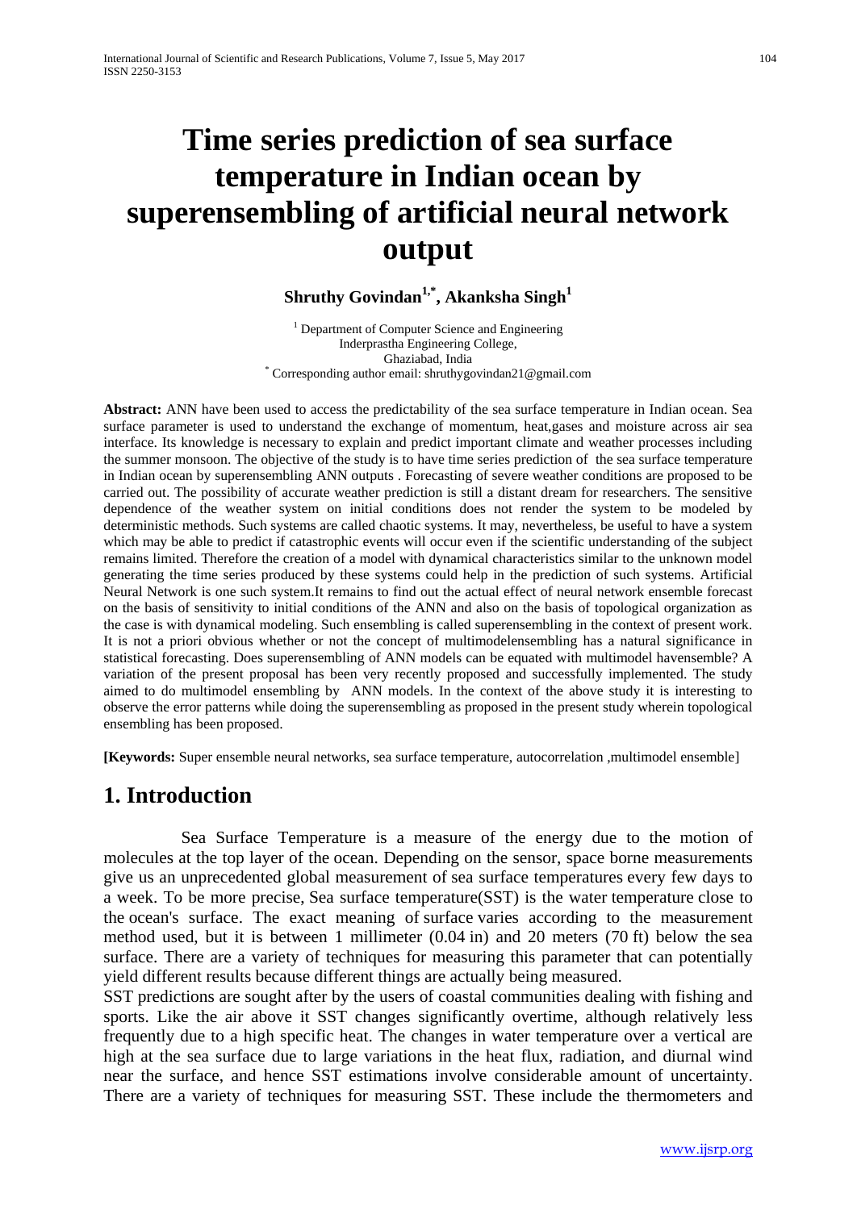# Time series prediction of sea surface temperature in Indian ocean by superensembling of artificial neural network output

**Shruthy Govindan[1,*], Akanksha Singh[1]**

[1] Department of Computer Science and Engineering
Inderprastha Engineering College,
Ghaziabad, India
[*] Corresponding author email: shruthygovindan21@gmail.com

**Abstract:** ANN have been used to access the predictability of the sea surface temperature in Indian ocean. Sea surface parameter is used to understand the exchange of momentum, heat,gases and moisture across air sea interface. Its knowledge is necessary to explain and predict important climate and weather processes including the summer monsoon. The objective of the study is to have time series prediction of the sea surface temperature in Indian ocean by superensembling ANN outputs . Forecasting of severe weather conditions are proposed to be carried out. The possibility of accurate weather prediction is still a distant dream for researchers. The sensitive dependence of the weather system on initial conditions does not render the system to be modeled by deterministic methods. Such systems are called chaotic systems. It may, nevertheless, be useful to have a system which may be able to predict if catastrophic events will occur even if the scientific understanding of the subject remains limited. Therefore the creation of a model with dynamical characteristics similar to the unknown model generating the time series produced by these systems could help in the prediction of such systems. Artificial Neural Network is one such system.It remains to find out the actual effect of neural network ensemble forecast on the basis of sensitivity to initial conditions of the ANN and also on the basis of topological organization as the case is with dynamical modeling. Such ensembling is called superensembling in the context of present work. It is not a priori obvious whether or not the concept of multimodelensembling has a natural significance in statistical forecasting. Does superensembling of ANN models can be equated with multimodel havensemble? A variation of the present proposal has been very recently proposed and successfully implemented. The study aimed to do multimodel ensembling by ANN models. In the context of the above study it is interesting to observe the error patterns while doing the superensembling as proposed in the present study wherein topological ensembling has been proposed.

**[Keywords:** Super ensemble neural networks, sea surface temperature, autocorrelation ,multimodel ensemble]

## 1. Introduction

Sea Surface Temperature is a measure of the energy due to the motion of molecules at the top layer of the ocean. Depending on the sensor, space borne measurements give us an unprecedented global measurement of sea surface temperatures every few days to a week. To be more precise, Sea surface temperature(SST) is the water temperature close to the ocean's surface. The exact meaning of surface varies according to the measurement method used, but it is between 1 millimeter (0.04 in) and 20 meters (70 ft) below the sea surface. There are a variety of techniques for measuring this parameter that can potentially yield different results because different things are actually being measured.

SST predictions are sought after by the users of coastal communities dealing with fishing and sports. Like the air above it SST changes significantly overtime, although relatively less frequently due to a high specific heat. The changes in water temperature over a vertical are high at the sea surface due to large variations in the heat flux, radiation, and diurnal wind near the surface, and hence SST estimations involve considerable amount of uncertainty. There are a variety of techniques for measuring SST. These include the thermometers and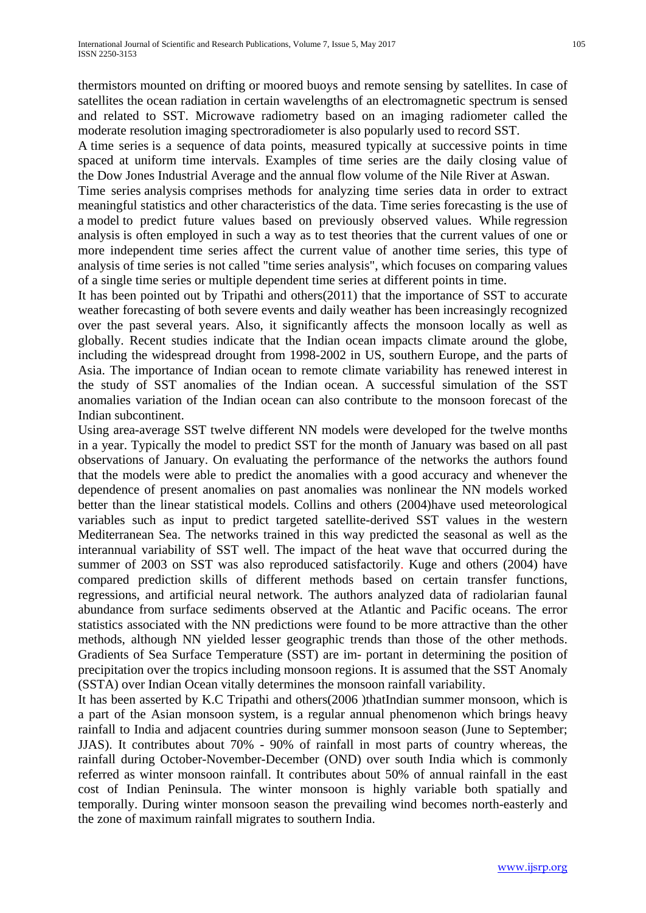thermistors mounted on drifting or moored buoys and remote sensing by satellites. In case of satellites the ocean radiation in certain wavelengths of an electromagnetic spectrum is sensed and related to SST. Microwave radiometry based on an imaging radiometer called the moderate resolution imaging spectroradiometer is also popularly used to record SST.

A time series is a sequence of data points, measured typically at successive points in time spaced at uniform time intervals. Examples of time series are the daily closing value of the Dow Jones Industrial Average and the annual flow volume of the Nile River at Aswan.

Time series analysis comprises methods for analyzing time series data in order to extract meaningful statistics and other characteristics of the data. Time series forecasting is the use of a model to predict future values based on previously observed values. While regression analysis is often employed in such a way as to test theories that the current values of one or more independent time series affect the current value of another time series, this type of analysis of time series is not called "time series analysis", which focuses on comparing values of a single time series or multiple dependent time series at different points in time.

It has been pointed out by Tripathi and others(2011) that the importance of SST to accurate weather forecasting of both severe events and daily weather has been increasingly recognized over the past several years. Also, it significantly affects the monsoon locally as well as globally. Recent studies indicate that the Indian ocean impacts climate around the globe, including the widespread drought from 1998-2002 in US, southern Europe, and the parts of Asia. The importance of Indian ocean to remote climate variability has renewed interest in the study of SST anomalies of the Indian ocean. A successful simulation of the SST anomalies variation of the Indian ocean can also contribute to the monsoon forecast of the Indian subcontinent.

Using area-average SST twelve different NN models were developed for the twelve months in a year. Typically the model to predict SST for the month of January was based on all past observations of January. On evaluating the performance of the networks the authors found that the models were able to predict the anomalies with a good accuracy and whenever the dependence of present anomalies on past anomalies was nonlinear the NN models worked better than the linear statistical models. Collins and others (2004)have used meteorological variables such as input to predict targeted satellite-derived SST values in the western Mediterranean Sea. The networks trained in this way predicted the seasonal as well as the interannual variability of SST well. The impact of the heat wave that occurred during the summer of 2003 on SST was also reproduced satisfactorily. Kuge and others (2004) have compared prediction skills of different methods based on certain transfer functions, regressions, and artificial neural network. The authors analyzed data of radiolarian faunal abundance from surface sediments observed at the Atlantic and Pacific oceans. The error statistics associated with the NN predictions were found to be more attractive than the other methods, although NN yielded lesser geographic trends than those of the other methods. Gradients of Sea Surface Temperature (SST) are im- portant in determining the position of precipitation over the tropics including monsoon regions. It is assumed that the SST Anomaly (SSTA) over Indian Ocean vitally determines the monsoon rainfall variability.

It has been asserted by K.C Tripathi and others(2006 )thatIndian summer monsoon, which is a part of the Asian monsoon system, is a regular annual phenomenon which brings heavy rainfall to India and adjacent countries during summer monsoon season (June to September; JJAS). It contributes about 70% - 90% of rainfall in most parts of country whereas, the rainfall during October-November-December (OND) over south India which is commonly referred as winter monsoon rainfall. It contributes about 50% of annual rainfall in the east cost of Indian Peninsula. The winter monsoon is highly variable both spatially and temporally. During winter monsoon season the prevailing wind becomes north-easterly and the zone of maximum rainfall migrates to southern India.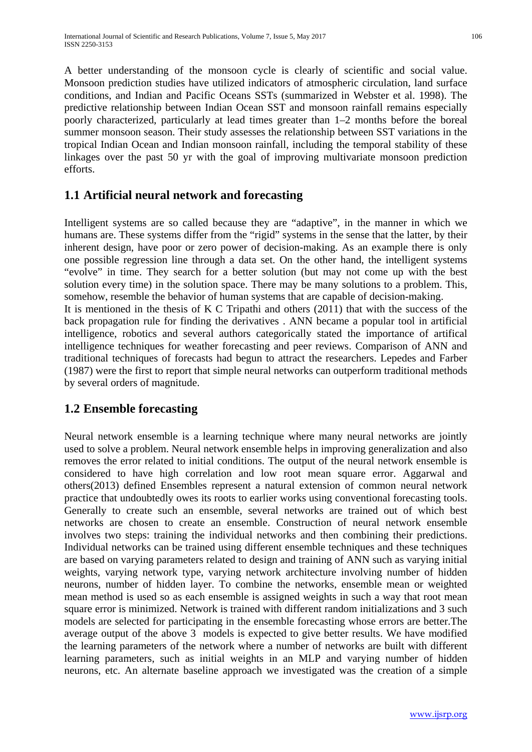A better understanding of the monsoon cycle is clearly of scientific and social value. Monsoon prediction studies have utilized indicators of atmospheric circulation, land surface conditions, and Indian and Pacific Oceans SSTs (summarized in Webster et al. 1998). The predictive relationship between Indian Ocean SST and monsoon rainfall remains especially poorly characterized, particularly at lead times greater than 1–2 months before the boreal summer monsoon season. Their study assesses the relationship between SST variations in the tropical Indian Ocean and Indian monsoon rainfall, including the temporal stability of these linkages over the past 50 yr with the goal of improving multivariate monsoon prediction efforts.

## 1.1 Artificial neural network and forecasting

Intelligent systems are so called because they are "adaptive", in the manner in which we humans are. These systems differ from the "rigid" systems in the sense that the latter, by their inherent design, have poor or zero power of decision-making. As an example there is only one possible regression line through a data set. On the other hand, the intelligent systems "evolve" in time. They search for a better solution (but may not come up with the best solution every time) in the solution space. There may be many solutions to a problem. This, somehow, resemble the behavior of human systems that are capable of decision-making.
It is mentioned in the thesis of K C Tripathi and others (2011) that with the success of the back propagation rule for finding the derivatives . ANN became a popular tool in artificial intelligence, robotics and several authors categorically stated the importance of artifical intelligence techniques for weather forecasting and peer reviews. Comparison of ANN and traditional techniques of forecasts had begun to attract the researchers. Lepedes and Farber (1987) were the first to report that simple neural networks can outperform traditional methods by several orders of magnitude.

## 1.2 Ensemble forecasting

Neural network ensemble is a learning technique where many neural networks are jointly used to solve a problem. Neural network ensemble helps in improving generalization and also removes the error related to initial conditions. The output of the neural network ensemble is considered to have high correlation and low root mean square error. Aggarwal and others(2013) defined Ensembles represent a natural extension of common neural network practice that undoubtedly owes its roots to earlier works using conventional forecasting tools. Generally to create such an ensemble, several networks are trained out of which best networks are chosen to create an ensemble. Construction of neural network ensemble involves two steps: training the individual networks and then combining their predictions. Individual networks can be trained using different ensemble techniques and these techniques are based on varying parameters related to design and training of ANN such as varying initial weights, varying network type, varying network architecture involving number of hidden neurons, number of hidden layer. To combine the networks, ensemble mean or weighted mean method is used so as each ensemble is assigned weights in such a way that root mean square error is minimized. Network is trained with different random initializations and 3 such models are selected for participating in the ensemble forecasting whose errors are better.The average output of the above 3 models is expected to give better results. We have modified the learning parameters of the network where a number of networks are built with different learning parameters, such as initial weights in an MLP and varying number of hidden neurons, etc. An alternate baseline approach we investigated was the creation of a simple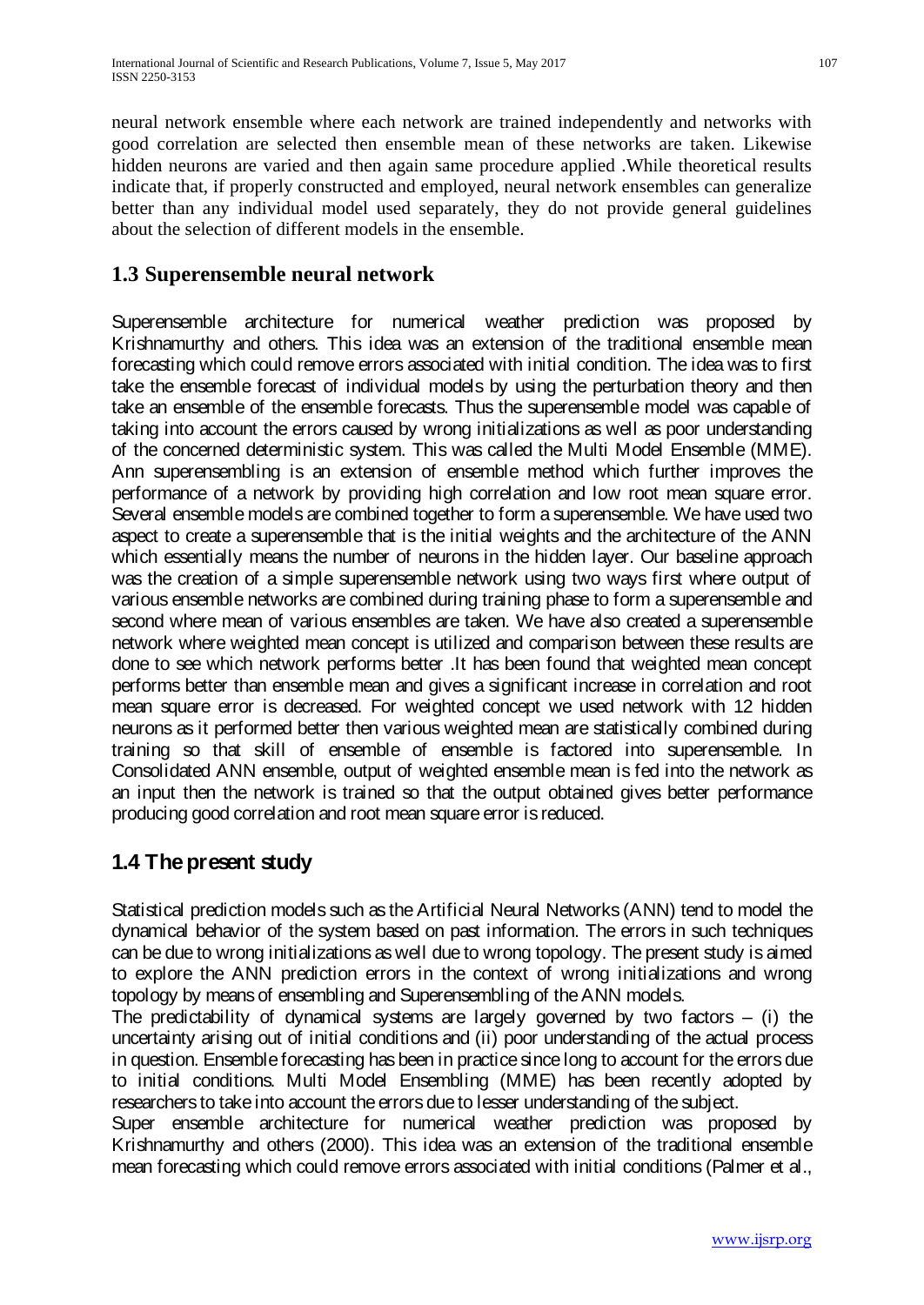neural network ensemble where each network are trained independently and networks with good correlation are selected then ensemble mean of these networks are taken. Likewise hidden neurons are varied and then again same procedure applied .While theoretical results indicate that, if properly constructed and employed, neural network ensembles can generalize better than any individual model used separately, they do not provide general guidelines about the selection of different models in the ensemble.

## 1.3 Superensemble neural network

Superensemble architecture for numerical weather prediction was proposed by Krishnamurthy and others. This idea was an extension of the traditional ensemble mean forecasting which could remove errors associated with initial condition. The idea was to first take the ensemble forecast of individual models by using the perturbation theory and then take an ensemble of the ensemble forecasts. Thus the superensemble model was capable of taking into account the errors caused by wrong initializations as well as poor understanding of the concerned deterministic system. This was called the Multi Model Ensemble (MME). Ann superensembling is an extension of ensemble method which further improves the performance of a network by providing high correlation and low root mean square error. Several ensemble models are combined together to form a superensemble. We have used two aspect to create a superensemble that is the initial weights and the architecture of the ANN which essentially means the number of neurons in the hidden layer. Our baseline approach was the creation of a simple superensemble network using two ways first where output of various ensemble networks are combined during training phase to form a superensemble and second where mean of various ensembles are taken. We have also created a superensemble network where weighted mean concept is utilized and comparison between these results are done to see which network performs better .It has been found that weighted mean concept performs better than ensemble mean and gives a significant increase in correlation and root mean square error is decreased. For weighted concept we used network with 12 hidden neurons as it performed better then various weighted mean are statistically combined during training so that skill of ensemble of ensemble is factored into superensemble. In Consolidated ANN ensemble, output of weighted ensemble mean is fed into the network as an input then the network is trained so that the output obtained gives better performance producing good correlation and root mean square error is reduced.

## 1.4 The present study

Statistical prediction models such as the Artificial Neural Networks (ANN) tend to model the dynamical behavior of the system based on past information. The errors in such techniques can be due to wrong initializations as well due to wrong topology. The present study is aimed to explore the ANN prediction errors in the context of wrong initializations and wrong topology by means of ensembling and Superensembling of the ANN models.

The predictability of dynamical systems are largely governed by two factors – (i) the uncertainty arising out of initial conditions and (ii) poor understanding of the actual process in question. Ensemble forecasting has been in practice since long to account for the errors due to initial conditions. Multi Model Ensembling (MME) has been recently adopted by researchers to take into account the errors due to lesser understanding of the subject.

Super ensemble architecture for numerical weather prediction was proposed by Krishnamurthy and others (2000). This idea was an extension of the traditional ensemble mean forecasting which could remove errors associated with initial conditions (Palmer et al.,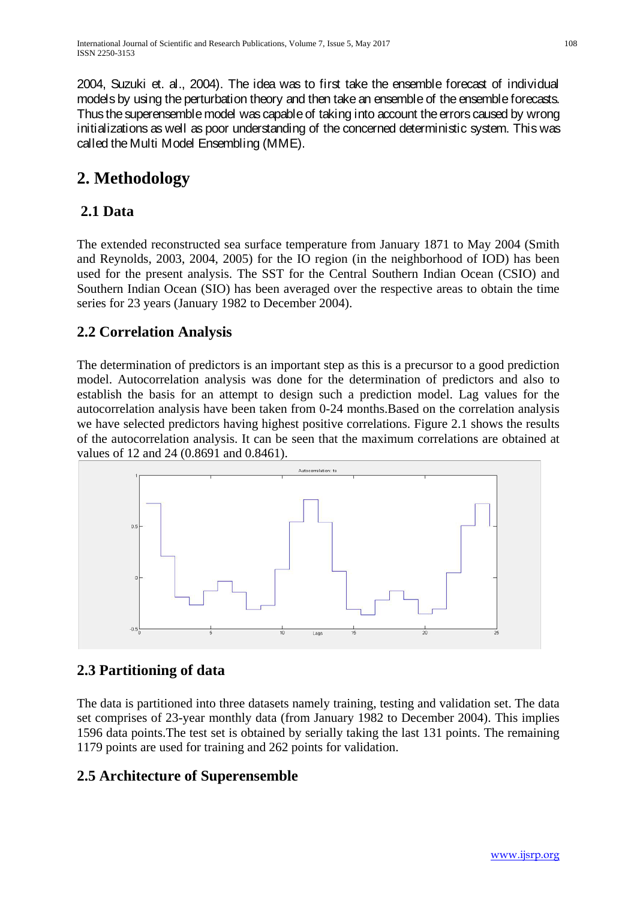2004, Suzuki et. al., 2004). The idea was to first take the ensemble forecast of individual models by using the perturbation theory and then take an ensemble of the ensemble forecasts. Thus the superensemble model was capable of taking into account the errors caused by wrong initializations as well as poor understanding of the concerned deterministic system. This was called the Multi Model Ensembling (MME).

# 2. Methodology

## 2.1 Data

The extended reconstructed sea surface temperature from January 1871 to May 2004 (Smith and Reynolds, 2003, 2004, 2005) for the IO region (in the neighborhood of IOD) has been used for the present analysis. The SST for the Central Southern Indian Ocean (CSIO) and Southern Indian Ocean (SIO) has been averaged over the respective areas to obtain the time series for 23 years (January 1982 to December 2004).

## 2.2 Correlation Analysis

The determination of predictors is an important step as this is a precursor to a good prediction model. Autocorrelation analysis was done for the determination of predictors and also to establish the basis for an attempt to design such a prediction model. Lag values for the autocorrelation analysis have been taken from 0-24 months.Based on the correlation analysis we have selected predictors having highest positive correlations. Figure 2.1 shows the results of the autocorrelation analysis. It can be seen that the maximum correlations are obtained at values of 12 and 24 (0.8691 and 0.8461).

## 2.3 Partitioning of data

The data is partitioned into three datasets namely training, testing and validation set. The data set comprises of 23-year monthly data (from January 1982 to December 2004). This implies 1596 data points.The test set is obtained by serially taking the last 131 points. The remaining 1179 points are used for training and 262 points for validation.

## 2.5 Architecture of Superensemble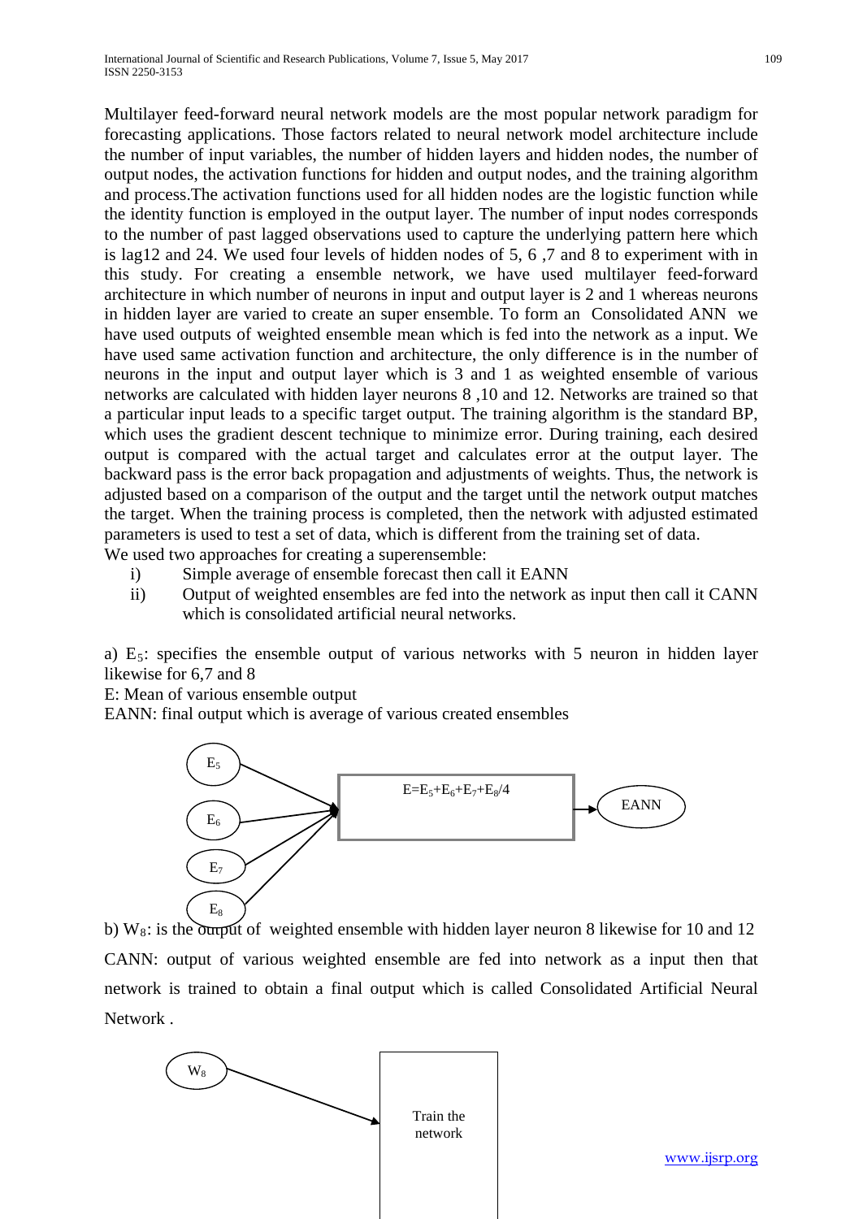Multilayer feed-forward neural network models are the most popular network paradigm for forecasting applications. Those factors related to neural network model architecture include the number of input variables, the number of hidden layers and hidden nodes, the number of output nodes, the activation functions for hidden and output nodes, and the training algorithm and process.The activation functions used for all hidden nodes are the logistic function while the identity function is employed in the output layer. The number of input nodes corresponds to the number of past lagged observations used to capture the underlying pattern here which is lag12 and 24. We used four levels of hidden nodes of 5, 6 ,7 and 8 to experiment with in this study. For creating a ensemble network, we have used multilayer feed-forward architecture in which number of neurons in input and output layer is 2 and 1 whereas neurons in hidden layer are varied to create an super ensemble. To form an Consolidated ANN we have used outputs of weighted ensemble mean which is fed into the network as a input. We have used same activation function and architecture, the only difference is in the number of neurons in the input and output layer which is 3 and 1 as weighted ensemble of various networks are calculated with hidden layer neurons 8 ,10 and 12. Networks are trained so that a particular input leads to a specific target output. The training algorithm is the standard BP, which uses the gradient descent technique to minimize error. During training, each desired output is compared with the actual target and calculates error at the output layer. The backward pass is the error back propagation and adjustments of weights. Thus, the network is adjusted based on a comparison of the output and the target until the network output matches the target. When the training process is completed, then the network with adjusted estimated parameters is used to test a set of data, which is different from the training set of data.

We used two approaches for creating a superensemble:

i) Simple average of ensemble forecast then call it EANN

ii) Output of weighted ensembles are fed into the network as input then call it CANN which is consolidated artificial neural networks.

a) $E_5$: specifies the ensemble output of various networks with 5 neuron in hidden layer likewise for 6,7 and 8

E: Mean of various ensemble output

EANN: final output which is average of various created ensembles

$E_5$, $E_6$, $E_7$, $E_8$ → $E=E_5+E_6+E_7+E_8/4$ → EANN

b) $W_8$: is the output of weighted ensemble with hidden layer neuron 8 likewise for 10 and 12

CANN: output of various weighted ensemble are fed into network as a input then that network is trained to obtain a final output which is called Consolidated Artificial Neural Network .

$W_8$ → Train the network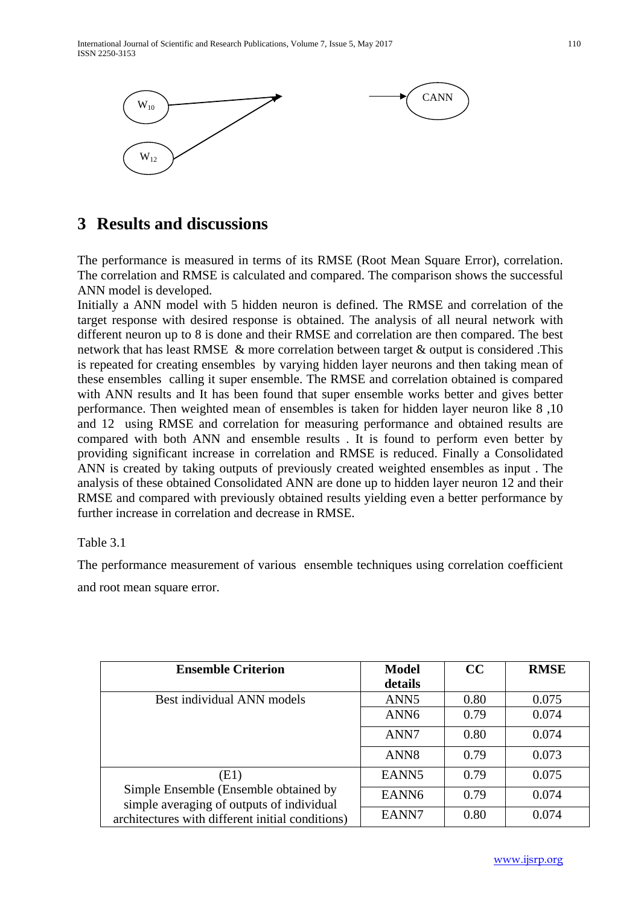$W_{10}$ → CANN

$W_{12}$

# 3 Results and discussions

The performance is measured in terms of its RMSE (Root Mean Square Error), correlation. The correlation and RMSE is calculated and compared. The comparison shows the successful ANN model is developed.

Initially a ANN model with 5 hidden neuron is defined. The RMSE and correlation of the target response with desired response is obtained. The analysis of all neural network with different neuron up to 8 is done and their RMSE and correlation are then compared. The best network that has least RMSE & more correlation between target & output is considered .This is repeated for creating ensembles by varying hidden layer neurons and then taking mean of these ensembles calling it super ensemble. The RMSE and correlation obtained is compared with ANN results and It has been found that super ensemble works better and gives better performance. Then weighted mean of ensembles is taken for hidden layer neuron like 8 ,10 and 12 using RMSE and correlation for measuring performance and obtained results are compared with both ANN and ensemble results . It is found to perform even better by providing significant increase in correlation and RMSE is reduced. Finally a Consolidated ANN is created by taking outputs of previously created weighted ensembles as input . The analysis of these obtained Consolidated ANN are done up to hidden layer neuron 12 and their RMSE and compared with previously obtained results yielding even a better performance by further increase in correlation and decrease in RMSE.

Table 3.1

The performance measurement of various ensemble techniques using correlation coefficient and root mean square error.

| Ensemble Criterion | Model details | CC | RMSE |
|---|---|---|---|
| Best individual ANN models | ANN5 | 0.80 | 0.075 |
| | ANN6 | 0.79 | 0.074 |
| | ANN7 | 0.80 | 0.074 |
| | ANN8 | 0.79 | 0.073 |
| (E1) Simple Ensemble (Ensemble obtained by simple averaging of outputs of individual architectures with different initial conditions) | EANN5 | 0.79 | 0.075 |
| | EANN6 | 0.79 | 0.074 |
| | EANN7 | 0.80 | 0.074 |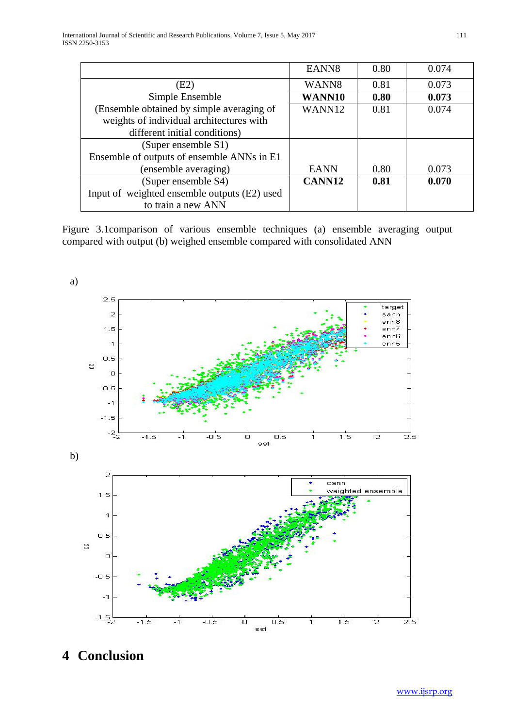| | EANN8 | 0.80 | 0.074 |
|---|---|---|---|
| (E2)<br>Simple Ensemble<br>(Ensemble obtained by simple averaging of weights of individual architectures with different initial conditions) | WANN8<br>**WANN10**<br>WANN12 | 0.81<br>**0.80**<br>0.81 | 0.073<br>**0.073**<br>0.074 |
| (Super ensemble S1)<br>Ensemble of outputs of ensemble ANNs in E1 (ensemble averaging) | EANN | 0.80 | 0.073 |
| (Super ensemble S4)<br>Input of weighted ensemble outputs (E2) used to train a new ANN | **CANN12** | **0.81** | **0.070** |

Figure 3.1comparison of various ensemble techniques (a) ensemble averaging output compared with output (b) weighed ensemble compared with consolidated ANN

a)

b)

# 4 Conclusion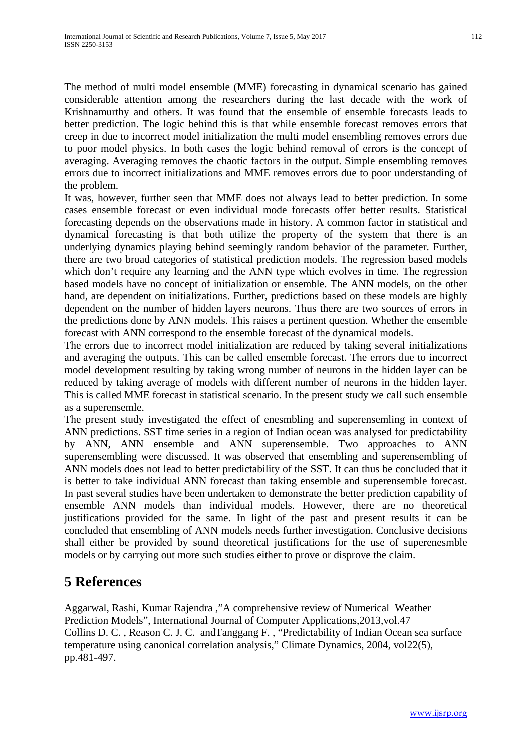The method of multi model ensemble (MME) forecasting in dynamical scenario has gained considerable attention among the researchers during the last decade with the work of Krishnamurthy and others. It was found that the ensemble of ensemble forecasts leads to better prediction. The logic behind this is that while ensemble forecast removes errors that creep in due to incorrect model initialization the multi model ensembling removes errors due to poor model physics. In both cases the logic behind removal of errors is the concept of averaging. Averaging removes the chaotic factors in the output. Simple ensembling removes errors due to incorrect initializations and MME removes errors due to poor understanding of the problem.

It was, however, further seen that MME does not always lead to better prediction. In some cases ensemble forecast or even individual mode forecasts offer better results. Statistical forecasting depends on the observations made in history. A common factor in statistical and dynamical forecasting is that both utilize the property of the system that there is an underlying dynamics playing behind seemingly random behavior of the parameter. Further, there are two broad categories of statistical prediction models. The regression based models which don't require any learning and the ANN type which evolves in time. The regression based models have no concept of initialization or ensemble. The ANN models, on the other hand, are dependent on initializations. Further, predictions based on these models are highly dependent on the number of hidden layers neurons. Thus there are two sources of errors in the predictions done by ANN models. This raises a pertinent question. Whether the ensemble forecast with ANN correspond to the ensemble forecast of the dynamical models.

The errors due to incorrect model initialization are reduced by taking several initializations and averaging the outputs. This can be called ensemble forecast. The errors due to incorrect model development resulting by taking wrong number of neurons in the hidden layer can be reduced by taking average of models with different number of neurons in the hidden layer. This is called MME forecast in statistical scenario. In the present study we call such ensemble as a superensemle.

The present study investigated the effect of enesmbling and superensemling in context of ANN predictions. SST time series in a region of Indian ocean was analysed for predictability by ANN, ANN ensemble and ANN superensemble. Two approaches to ANN superensembling were discussed. It was observed that ensembling and superensembling of ANN models does not lead to better predictability of the SST. It can thus be concluded that it is better to take individual ANN forecast than taking ensemble and superensemble forecast. In past several studies have been undertaken to demonstrate the better prediction capability of ensemble ANN models than individual models. However, there are no theoretical justifications provided for the same. In light of the past and present results it can be concluded that ensembling of ANN models needs further investigation. Conclusive decisions shall either be provided by sound theoretical justifications for the use of superenesmble models or by carrying out more such studies either to prove or disprove the claim.

# 5 References

Aggarwal, Rashi, Kumar Rajendra ,"A comprehensive review of Numerical Weather Prediction Models", International Journal of Computer Applications,2013,vol.47

Collins D. C. , Reason C. J. C. andTanggang F. , "Predictability of Indian Ocean sea surface temperature using canonical correlation analysis," Climate Dynamics, 2004, vol22(5), pp.481-497.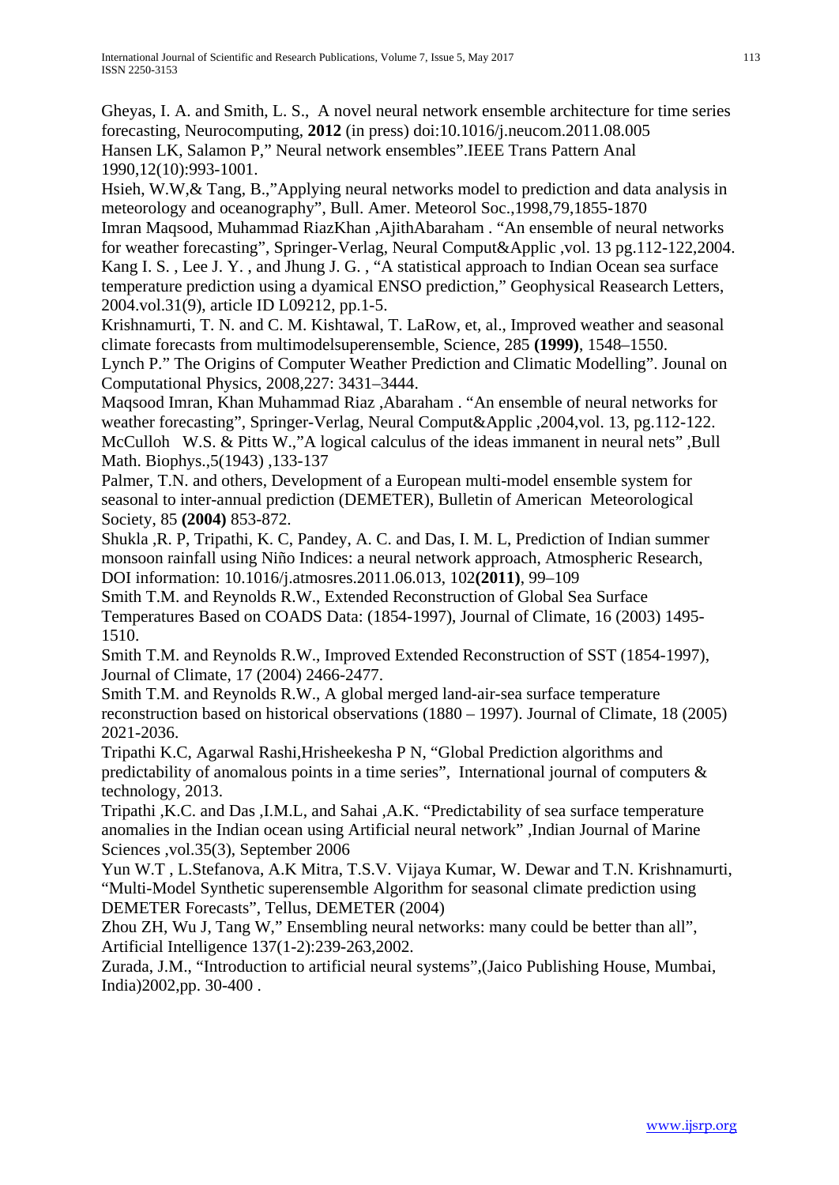Gheyas, I. A. and Smith, L. S., A novel neural network ensemble architecture for time series forecasting, Neurocomputing, **2012** (in press) doi:10.1016/j.neucom.2011.08.005

Hansen LK, Salamon P," Neural network ensembles".IEEE Trans Pattern Anal 1990,12(10):993-1001.

Hsieh, W.W,& Tang, B.,"Applying neural networks model to prediction and data analysis in meteorology and oceanography", Bull. Amer. Meteorol Soc.,1998,79,1855-1870

Imran Maqsood, Muhammad RiazKhan ,AjithAbaraham . "An ensemble of neural networks for weather forecasting", Springer-Verlag, Neural Comput&Applic ,vol. 13 pg.112-122,2004.

Kang I. S. , Lee J. Y. , and Jhung J. G. , "A statistical approach to Indian Ocean sea surface temperature prediction using a dyamical ENSO prediction," Geophysical Reasearch Letters, 2004.vol.31(9), article ID L09212, pp.1-5.

Krishnamurti, T. N. and C. M. Kishtawal, T. LaRow, et, al., Improved weather and seasonal climate forecasts from multimodelsuperensemble, Science, 285 **(1999)**, 1548–1550.

Lynch P." The Origins of Computer Weather Prediction and Climatic Modelling". Jounal on Computational Physics, 2008,227: 3431–3444.

Maqsood Imran, Khan Muhammad Riaz ,Abaraham . "An ensemble of neural networks for weather forecasting", Springer-Verlag, Neural Comput&Applic ,2004,vol. 13, pg.112-122.

McCulloh W.S. & Pitts W.,"A logical calculus of the ideas immanent in neural nets" ,Bull Math. Biophys.,5(1943) ,133-137

Palmer, T.N. and others, Development of a European multi-model ensemble system for seasonal to inter-annual prediction (DEMETER), Bulletin of American Meteorological Society, 85 **(2004)** 853-872.

Shukla ,R. P, Tripathi, K. C, Pandey, A. C. and Das, I. M. L, Prediction of Indian summer monsoon rainfall using Niño Indices: a neural network approach, Atmospheric Research, DOI information: 10.1016/j.atmosres.2011.06.013, 102**(2011)**, 99–109

Smith T.M. and Reynolds R.W., Extended Reconstruction of Global Sea Surface Temperatures Based on COADS Data: (1854-1997), Journal of Climate, 16 (2003) 1495-1510.

Smith T.M. and Reynolds R.W., Improved Extended Reconstruction of SST (1854-1997), Journal of Climate, 17 (2004) 2466-2477.

Smith T.M. and Reynolds R.W., A global merged land-air-sea surface temperature reconstruction based on historical observations (1880 – 1997). Journal of Climate, 18 (2005) 2021-2036.

Tripathi K.C, Agarwal Rashi,Hrisheekesha P N, "Global Prediction algorithms and predictability of anomalous points in a time series", International journal of computers & technology, 2013.

Tripathi ,K.C. and Das ,I.M.L, and Sahai ,A.K. "Predictability of sea surface temperature anomalies in the Indian ocean using Artificial neural network" ,Indian Journal of Marine Sciences ,vol.35(3), September 2006

Yun W.T , L.Stefanova, A.K Mitra, T.S.V. Vijaya Kumar, W. Dewar and T.N. Krishnamurti, "Multi-Model Synthetic superensemble Algorithm for seasonal climate prediction using DEMETER Forecasts", Tellus, DEMETER (2004)

Zhou ZH, Wu J, Tang W," Ensembling neural networks: many could be better than all", Artificial Intelligence 137(1-2):239-263,2002.

Zurada, J.M., "Introduction to artificial neural systems",(Jaico Publishing House, Mumbai, India)2002,pp. 30-400 .